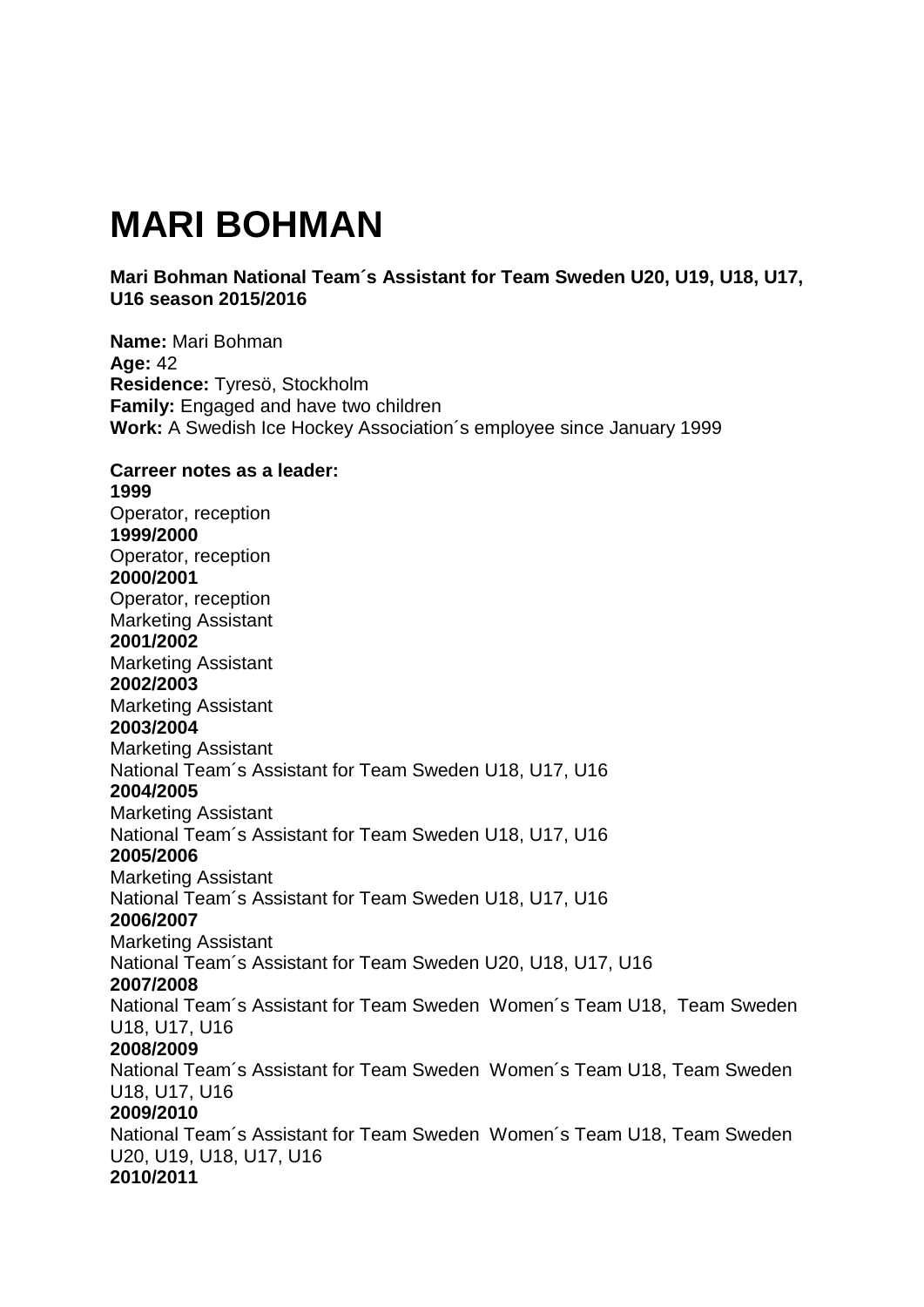# MARI BOHMAN

**Mari Bohman National Team´s Assistant for Team Sweden U20, U19, U18, U17, U16 season 2015/2016**

**Name:** Mari Bohman
**Age:** 42
**Residence:** Tyresö, Stockholm
**Family:** Engaged and have two children
**Work:** A Swedish Ice Hockey Association´s employee since January 1999

**Carreer notes as a leader:**
**1999**
Operator, reception
**1999/2000**
Operator, reception
**2000/2001**
Operator, reception
Marketing Assistant
**2001/2002**
Marketing Assistant
**2002/2003**
Marketing Assistant
**2003/2004**
Marketing Assistant
National Team´s Assistant for Team Sweden U18, U17, U16
**2004/2005**
Marketing Assistant
National Team´s Assistant for Team Sweden U18, U17, U16
**2005/2006**
Marketing Assistant
National Team´s Assistant for Team Sweden U18, U17, U16
**2006/2007**
Marketing Assistant
National Team´s Assistant for Team Sweden U20, U18, U17, U16
**2007/2008**
National Team´s Assistant for Team Sweden Women´s Team U18, Team Sweden U18, U17, U16
**2008/2009**
National Team´s Assistant for Team Sweden Women´s Team U18, Team Sweden U18, U17, U16
**2009/2010**
National Team´s Assistant for Team Sweden Women´s Team U18, Team Sweden U20, U19, U18, U17, U16
**2010/2011**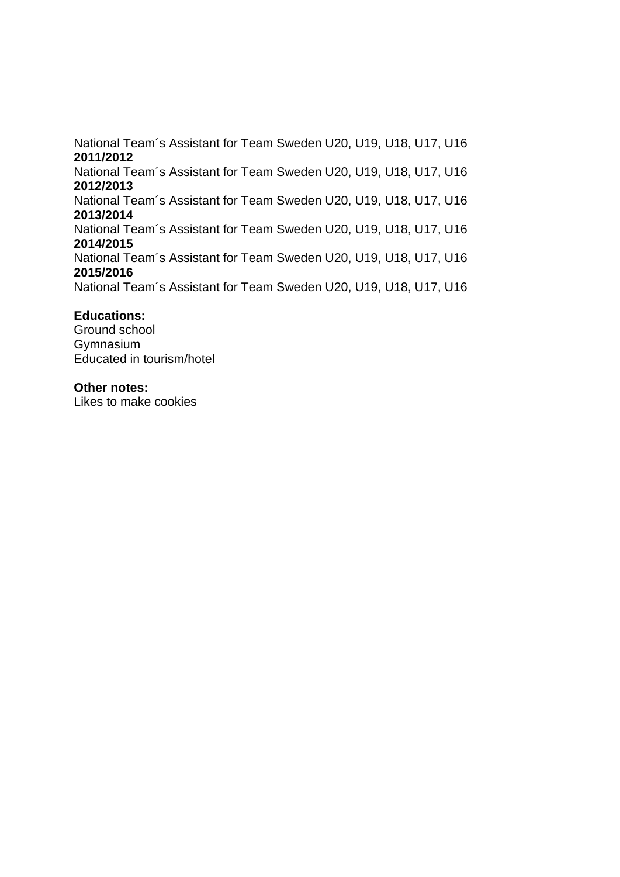National Team´s Assistant for Team Sweden U20, U19, U18, U17, U16

**2011/2012**

National Team´s Assistant for Team Sweden U20, U19, U18, U17, U16

**2012/2013**

National Team´s Assistant for Team Sweden U20, U19, U18, U17, U16

**2013/2014**

National Team´s Assistant for Team Sweden U20, U19, U18, U17, U16

**2014/2015**

National Team´s Assistant for Team Sweden U20, U19, U18, U17, U16

**2015/2016**

National Team´s Assistant for Team Sweden U20, U19, U18, U17, U16

**Educations:**

Ground school
Gymnasium
Educated in tourism/hotel

**Other notes:**

Likes to make cookies